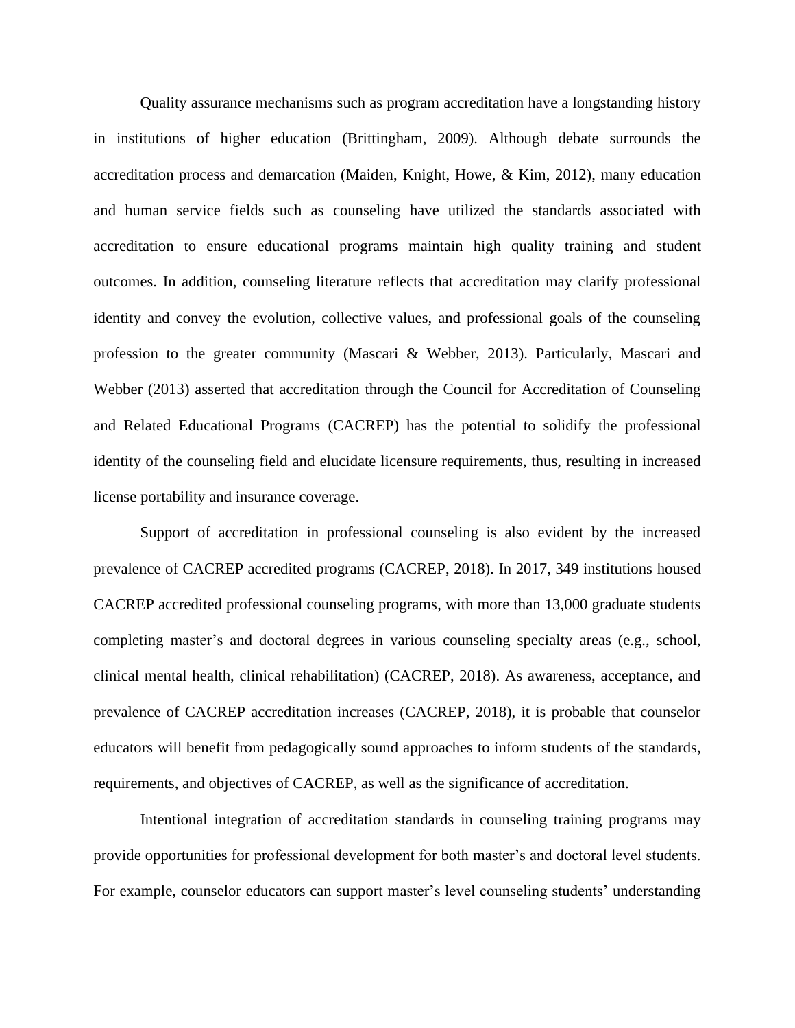Quality assurance mechanisms such as program accreditation have a longstanding history in institutions of higher education (Brittingham, 2009). Although debate surrounds the accreditation process and demarcation (Maiden, Knight, Howe, & Kim, 2012), many education and human service fields such as counseling have utilized the standards associated with accreditation to ensure educational programs maintain high quality training and student outcomes. In addition, counseling literature reflects that accreditation may clarify professional identity and convey the evolution, collective values, and professional goals of the counseling profession to the greater community (Mascari & Webber, 2013). Particularly, Mascari and Webber (2013) asserted that accreditation through the Council for Accreditation of Counseling and Related Educational Programs (CACREP) has the potential to solidify the professional identity of the counseling field and elucidate licensure requirements, thus, resulting in increased license portability and insurance coverage.

Support of accreditation in professional counseling is also evident by the increased prevalence of CACREP accredited programs (CACREP, 2018). In 2017, 349 institutions housed CACREP accredited professional counseling programs, with more than 13,000 graduate students completing master's and doctoral degrees in various counseling specialty areas (e.g., school, clinical mental health, clinical rehabilitation) (CACREP, 2018). As awareness, acceptance, and prevalence of CACREP accreditation increases (CACREP, 2018), it is probable that counselor educators will benefit from pedagogically sound approaches to inform students of the standards, requirements, and objectives of CACREP, as well as the significance of accreditation.

Intentional integration of accreditation standards in counseling training programs may provide opportunities for professional development for both master's and doctoral level students. For example, counselor educators can support master's level counseling students' understanding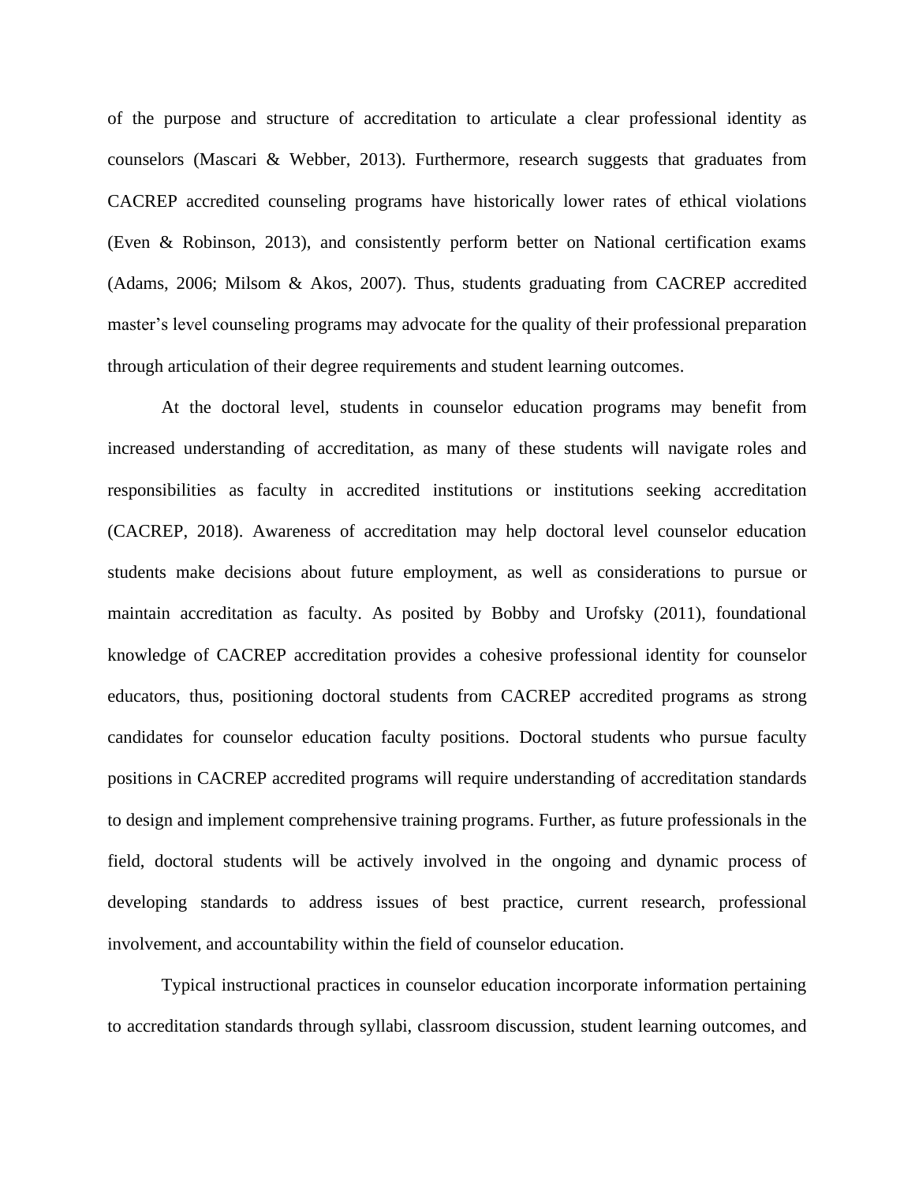of the purpose and structure of accreditation to articulate a clear professional identity as counselors (Mascari & Webber, 2013). Furthermore, research suggests that graduates from CACREP accredited counseling programs have historically lower rates of ethical violations (Even & Robinson, 2013), and consistently perform better on National certification exams (Adams, 2006; Milsom & Akos, 2007). Thus, students graduating from CACREP accredited master's level counseling programs may advocate for the quality of their professional preparation through articulation of their degree requirements and student learning outcomes.

At the doctoral level, students in counselor education programs may benefit from increased understanding of accreditation, as many of these students will navigate roles and responsibilities as faculty in accredited institutions or institutions seeking accreditation (CACREP, 2018). Awareness of accreditation may help doctoral level counselor education students make decisions about future employment, as well as considerations to pursue or maintain accreditation as faculty. As posited by Bobby and Urofsky (2011), foundational knowledge of CACREP accreditation provides a cohesive professional identity for counselor educators, thus, positioning doctoral students from CACREP accredited programs as strong candidates for counselor education faculty positions. Doctoral students who pursue faculty positions in CACREP accredited programs will require understanding of accreditation standards to design and implement comprehensive training programs. Further, as future professionals in the field, doctoral students will be actively involved in the ongoing and dynamic process of developing standards to address issues of best practice, current research, professional involvement, and accountability within the field of counselor education.

Typical instructional practices in counselor education incorporate information pertaining to accreditation standards through syllabi, classroom discussion, student learning outcomes, and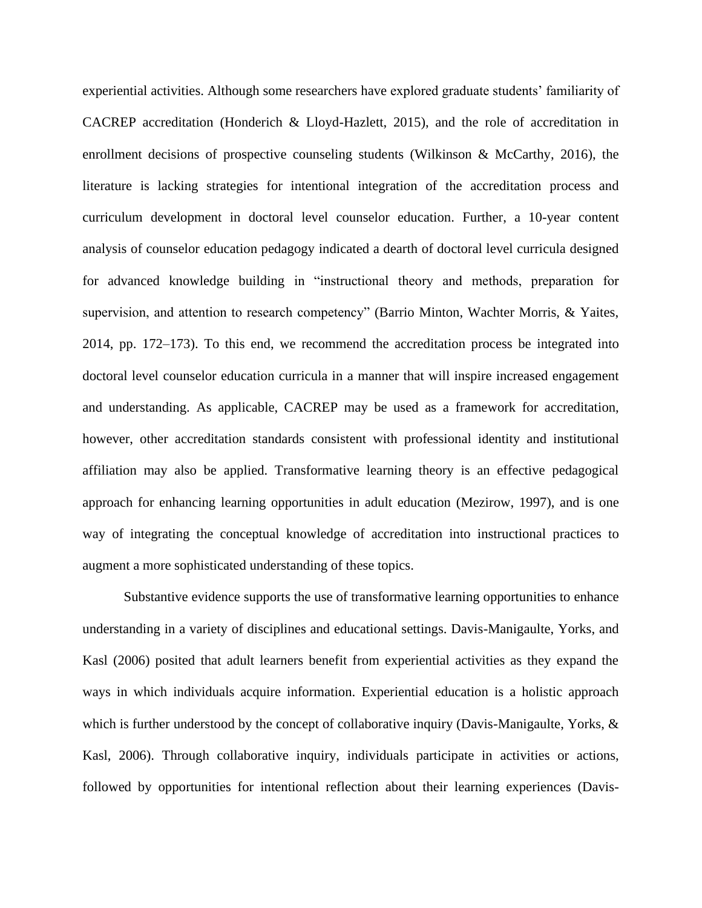experiential activities. Although some researchers have explored graduate students' familiarity of CACREP accreditation (Honderich & Lloyd-Hazlett, 2015), and the role of accreditation in enrollment decisions of prospective counseling students (Wilkinson & McCarthy, 2016), the literature is lacking strategies for intentional integration of the accreditation process and curriculum development in doctoral level counselor education. Further, a 10-year content analysis of counselor education pedagogy indicated a dearth of doctoral level curricula designed for advanced knowledge building in "instructional theory and methods, preparation for supervision, and attention to research competency" (Barrio Minton, Wachter Morris, & Yaites, 2014, pp. 172–173). To this end, we recommend the accreditation process be integrated into doctoral level counselor education curricula in a manner that will inspire increased engagement and understanding. As applicable, CACREP may be used as a framework for accreditation, however, other accreditation standards consistent with professional identity and institutional affiliation may also be applied. Transformative learning theory is an effective pedagogical approach for enhancing learning opportunities in adult education (Mezirow, 1997), and is one way of integrating the conceptual knowledge of accreditation into instructional practices to augment a more sophisticated understanding of these topics.

Substantive evidence supports the use of transformative learning opportunities to enhance understanding in a variety of disciplines and educational settings. Davis-Manigaulte, Yorks, and Kasl (2006) posited that adult learners benefit from experiential activities as they expand the ways in which individuals acquire information. Experiential education is a holistic approach which is further understood by the concept of collaborative inquiry (Davis-Manigaulte, Yorks, & Kasl, 2006). Through collaborative inquiry, individuals participate in activities or actions, followed by opportunities for intentional reflection about their learning experiences (Davis-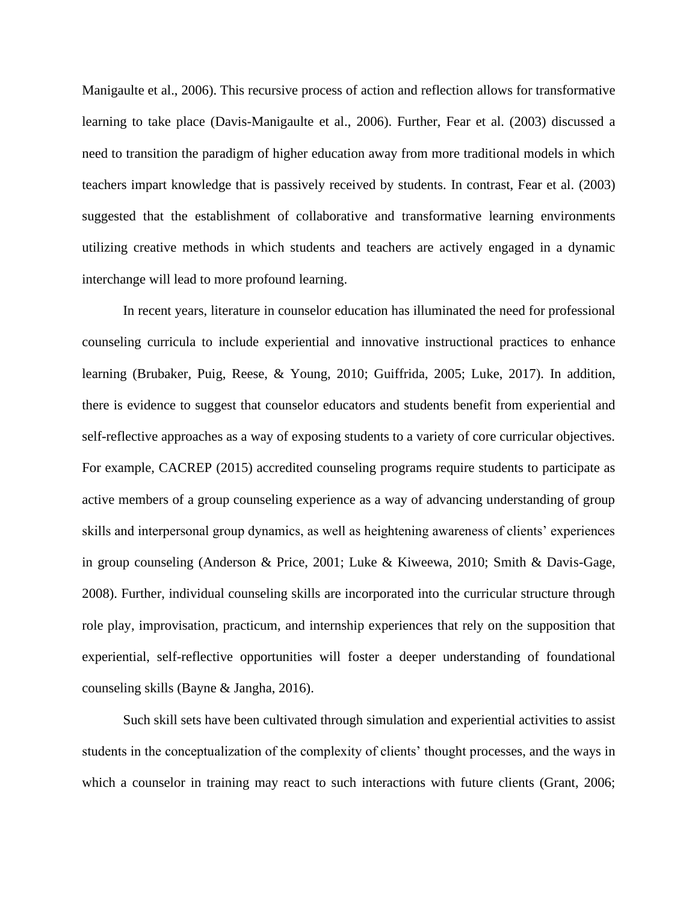Manigaulte et al., 2006). This recursive process of action and reflection allows for transformative learning to take place (Davis-Manigaulte et al., 2006). Further, Fear et al. (2003) discussed a need to transition the paradigm of higher education away from more traditional models in which teachers impart knowledge that is passively received by students. In contrast, Fear et al. (2003) suggested that the establishment of collaborative and transformative learning environments utilizing creative methods in which students and teachers are actively engaged in a dynamic interchange will lead to more profound learning.

In recent years, literature in counselor education has illuminated the need for professional counseling curricula to include experiential and innovative instructional practices to enhance learning (Brubaker, Puig, Reese, & Young, 2010; Guiffrida, 2005; Luke, 2017). In addition, there is evidence to suggest that counselor educators and students benefit from experiential and self-reflective approaches as a way of exposing students to a variety of core curricular objectives. For example, CACREP (2015) accredited counseling programs require students to participate as active members of a group counseling experience as a way of advancing understanding of group skills and interpersonal group dynamics, as well as heightening awareness of clients' experiences in group counseling (Anderson & Price, 2001; Luke & Kiweewa, 2010; Smith & Davis-Gage, 2008). Further, individual counseling skills are incorporated into the curricular structure through role play, improvisation, practicum, and internship experiences that rely on the supposition that experiential, self-reflective opportunities will foster a deeper understanding of foundational counseling skills (Bayne & Jangha, 2016).

Such skill sets have been cultivated through simulation and experiential activities to assist students in the conceptualization of the complexity of clients' thought processes, and the ways in which a counselor in training may react to such interactions with future clients (Grant, 2006;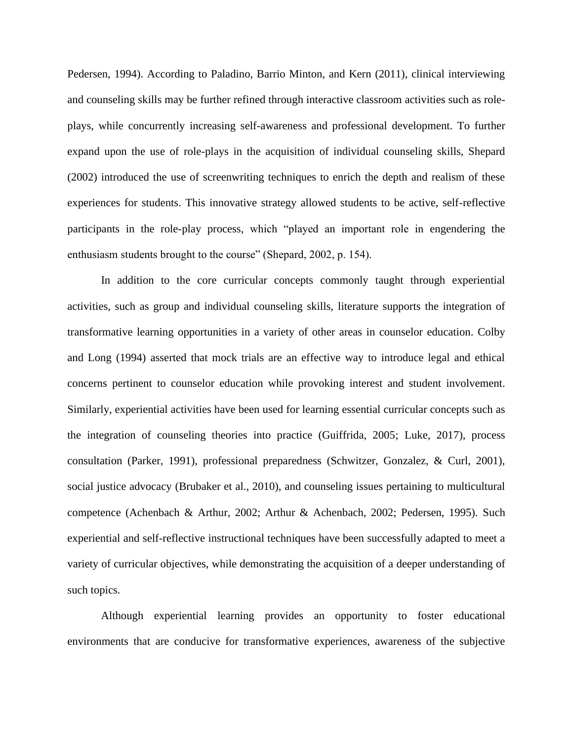Pedersen, 1994). According to Paladino, Barrio Minton, and Kern (2011), clinical interviewing and counseling skills may be further refined through interactive classroom activities such as role-plays, while concurrently increasing self-awareness and professional development. To further expand upon the use of role-plays in the acquisition of individual counseling skills, Shepard (2002) introduced the use of screenwriting techniques to enrich the depth and realism of these experiences for students. This innovative strategy allowed students to be active, self-reflective participants in the role-play process, which "played an important role in engendering the enthusiasm students brought to the course" (Shepard, 2002, p. 154).

In addition to the core curricular concepts commonly taught through experiential activities, such as group and individual counseling skills, literature supports the integration of transformative learning opportunities in a variety of other areas in counselor education. Colby and Long (1994) asserted that mock trials are an effective way to introduce legal and ethical concerns pertinent to counselor education while provoking interest and student involvement. Similarly, experiential activities have been used for learning essential curricular concepts such as the integration of counseling theories into practice (Guiffrida, 2005; Luke, 2017), process consultation (Parker, 1991), professional preparedness (Schwitzer, Gonzalez, & Curl, 2001), social justice advocacy (Brubaker et al., 2010), and counseling issues pertaining to multicultural competence (Achenbach & Arthur, 2002; Arthur & Achenbach, 2002; Pedersen, 1995). Such experiential and self-reflective instructional techniques have been successfully adapted to meet a variety of curricular objectives, while demonstrating the acquisition of a deeper understanding of such topics.

Although experiential learning provides an opportunity to foster educational environments that are conducive for transformative experiences, awareness of the subjective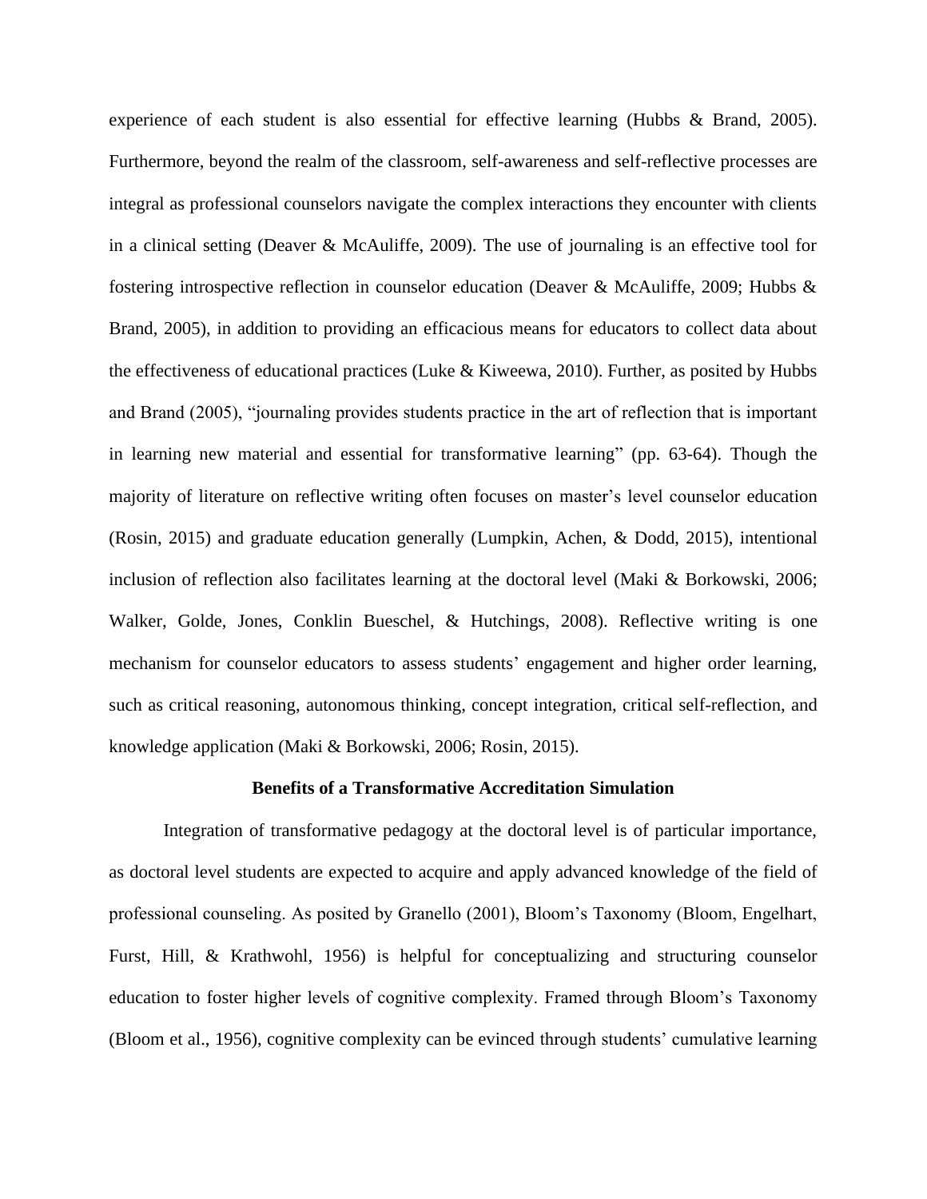experience of each student is also essential for effective learning (Hubbs & Brand, 2005). Furthermore, beyond the realm of the classroom, self-awareness and self-reflective processes are integral as professional counselors navigate the complex interactions they encounter with clients in a clinical setting (Deaver & McAuliffe, 2009). The use of journaling is an effective tool for fostering introspective reflection in counselor education (Deaver & McAuliffe, 2009; Hubbs & Brand, 2005), in addition to providing an efficacious means for educators to collect data about the effectiveness of educational practices (Luke & Kiweewa, 2010). Further, as posited by Hubbs and Brand (2005), "journaling provides students practice in the art of reflection that is important in learning new material and essential for transformative learning" (pp. 63-64). Though the majority of literature on reflective writing often focuses on master's level counselor education (Rosin, 2015) and graduate education generally (Lumpkin, Achen, & Dodd, 2015), intentional inclusion of reflection also facilitates learning at the doctoral level (Maki & Borkowski, 2006; Walker, Golde, Jones, Conklin Bueschel, & Hutchings, 2008). Reflective writing is one mechanism for counselor educators to assess students' engagement and higher order learning, such as critical reasoning, autonomous thinking, concept integration, critical self-reflection, and knowledge application (Maki & Borkowski, 2006; Rosin, 2015).

## Benefits of a Transformative Accreditation Simulation

Integration of transformative pedagogy at the doctoral level is of particular importance, as doctoral level students are expected to acquire and apply advanced knowledge of the field of professional counseling. As posited by Granello (2001), Bloom's Taxonomy (Bloom, Engelhart, Furst, Hill, & Krathwohl, 1956) is helpful for conceptualizing and structuring counselor education to foster higher levels of cognitive complexity. Framed through Bloom's Taxonomy (Bloom et al., 1956), cognitive complexity can be evinced through students' cumulative learning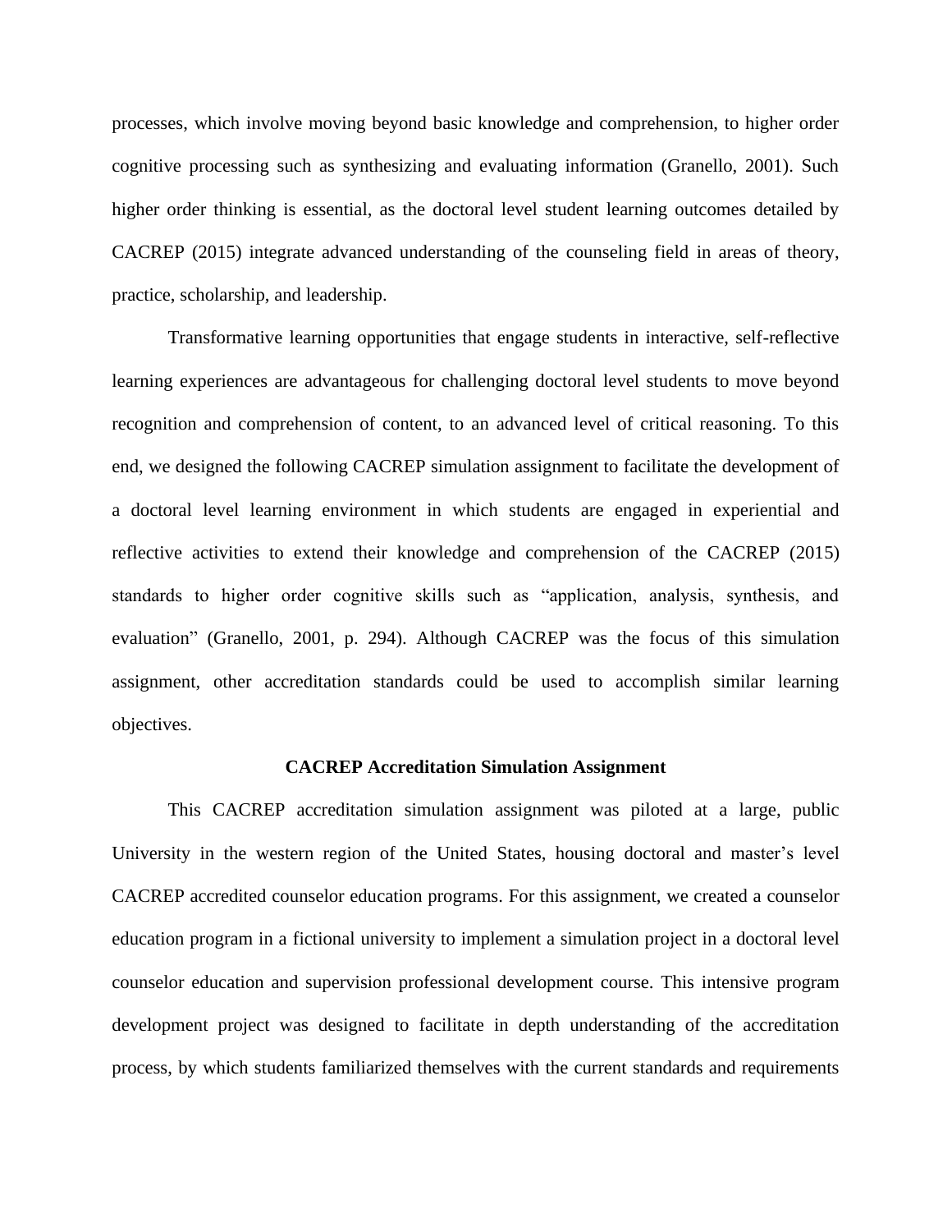processes, which involve moving beyond basic knowledge and comprehension, to higher order cognitive processing such as synthesizing and evaluating information (Granello, 2001). Such higher order thinking is essential, as the doctoral level student learning outcomes detailed by CACREP (2015) integrate advanced understanding of the counseling field in areas of theory, practice, scholarship, and leadership.

Transformative learning opportunities that engage students in interactive, self-reflective learning experiences are advantageous for challenging doctoral level students to move beyond recognition and comprehension of content, to an advanced level of critical reasoning. To this end, we designed the following CACREP simulation assignment to facilitate the development of a doctoral level learning environment in which students are engaged in experiential and reflective activities to extend their knowledge and comprehension of the CACREP (2015) standards to higher order cognitive skills such as "application, analysis, synthesis, and evaluation" (Granello, 2001, p. 294). Although CACREP was the focus of this simulation assignment, other accreditation standards could be used to accomplish similar learning objectives.

## CACREP Accreditation Simulation Assignment

This CACREP accreditation simulation assignment was piloted at a large, public University in the western region of the United States, housing doctoral and master's level CACREP accredited counselor education programs. For this assignment, we created a counselor education program in a fictional university to implement a simulation project in a doctoral level counselor education and supervision professional development course. This intensive program development project was designed to facilitate in depth understanding of the accreditation process, by which students familiarized themselves with the current standards and requirements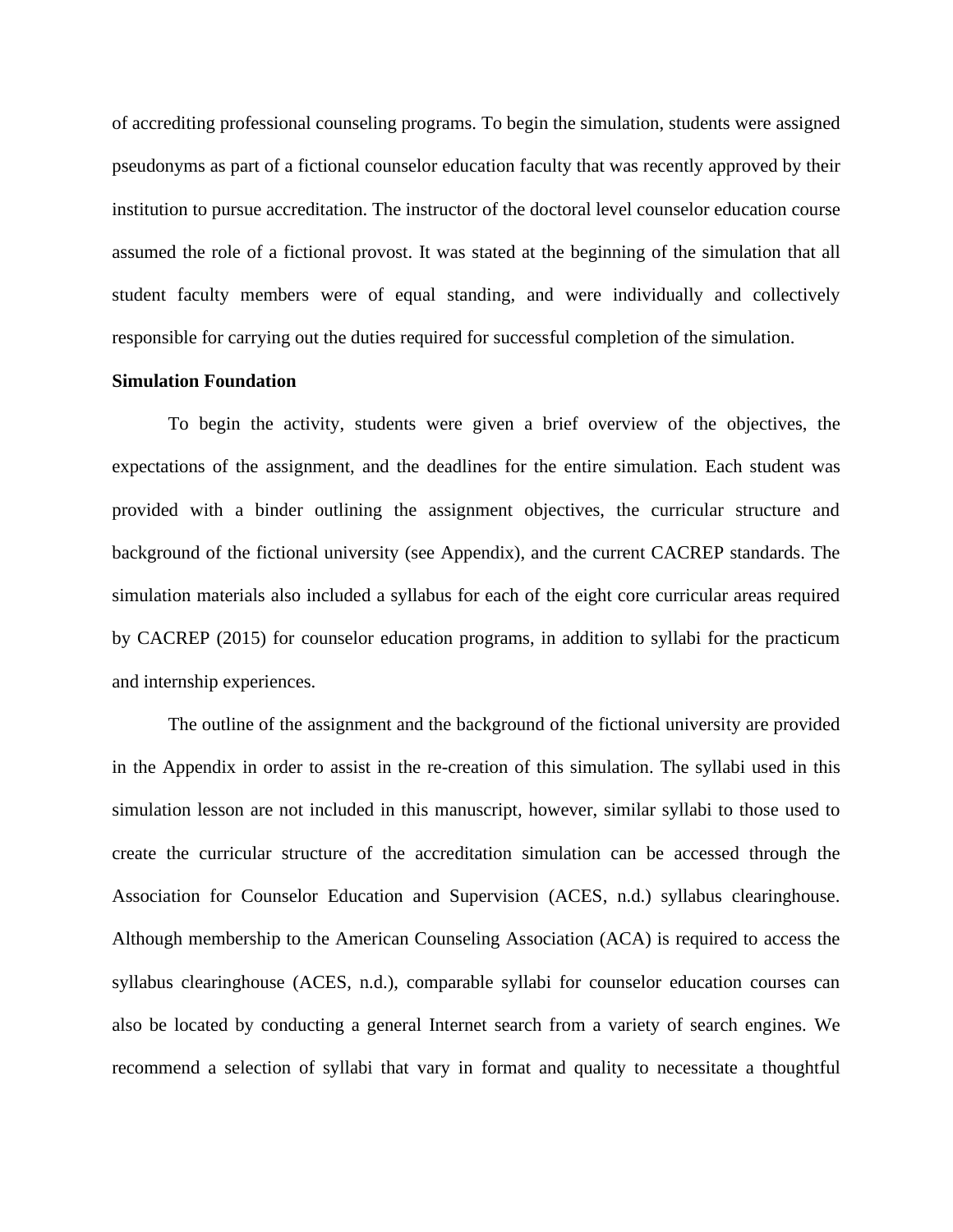of accrediting professional counseling programs. To begin the simulation, students were assigned pseudonyms as part of a fictional counselor education faculty that was recently approved by their institution to pursue accreditation. The instructor of the doctoral level counselor education course assumed the role of a fictional provost. It was stated at the beginning of the simulation that all student faculty members were of equal standing, and were individually and collectively responsible for carrying out the duties required for successful completion of the simulation.

**Simulation Foundation**

To begin the activity, students were given a brief overview of the objectives, the expectations of the assignment, and the deadlines for the entire simulation. Each student was provided with a binder outlining the assignment objectives, the curricular structure and background of the fictional university (see Appendix), and the current CACREP standards. The simulation materials also included a syllabus for each of the eight core curricular areas required by CACREP (2015) for counselor education programs, in addition to syllabi for the practicum and internship experiences.

The outline of the assignment and the background of the fictional university are provided in the Appendix in order to assist in the re-creation of this simulation. The syllabi used in this simulation lesson are not included in this manuscript, however, similar syllabi to those used to create the curricular structure of the accreditation simulation can be accessed through the Association for Counselor Education and Supervision (ACES, n.d.) syllabus clearinghouse. Although membership to the American Counseling Association (ACA) is required to access the syllabus clearinghouse (ACES, n.d.), comparable syllabi for counselor education courses can also be located by conducting a general Internet search from a variety of search engines. We recommend a selection of syllabi that vary in format and quality to necessitate a thoughtful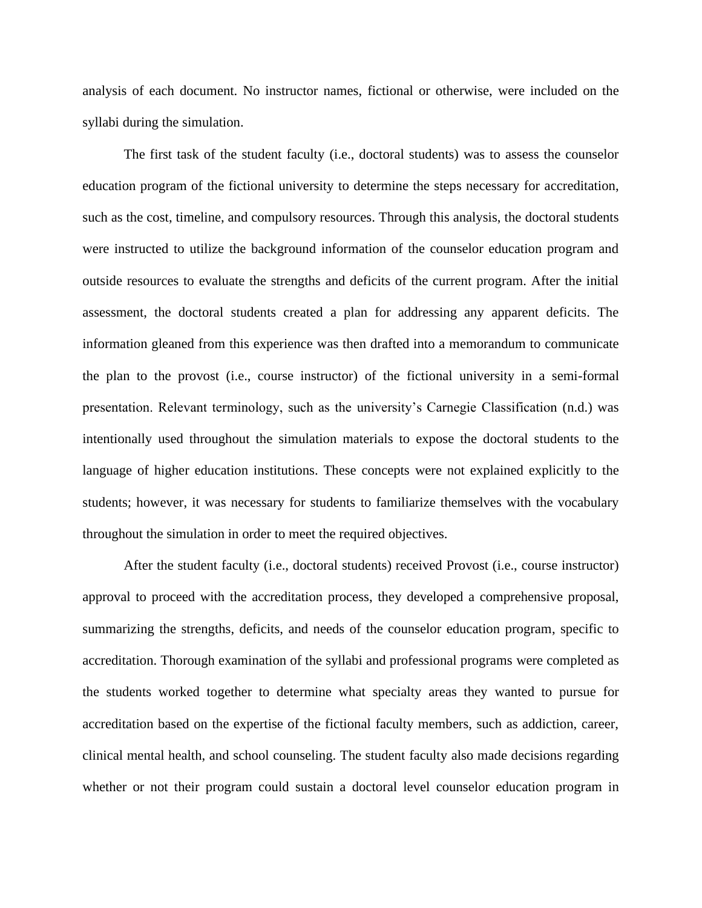analysis of each document. No instructor names, fictional or otherwise, were included on the syllabi during the simulation.

The first task of the student faculty (i.e., doctoral students) was to assess the counselor education program of the fictional university to determine the steps necessary for accreditation, such as the cost, timeline, and compulsory resources. Through this analysis, the doctoral students were instructed to utilize the background information of the counselor education program and outside resources to evaluate the strengths and deficits of the current program. After the initial assessment, the doctoral students created a plan for addressing any apparent deficits. The information gleaned from this experience was then drafted into a memorandum to communicate the plan to the provost (i.e., course instructor) of the fictional university in a semi-formal presentation. Relevant terminology, such as the university's Carnegie Classification (n.d.) was intentionally used throughout the simulation materials to expose the doctoral students to the language of higher education institutions. These concepts were not explained explicitly to the students; however, it was necessary for students to familiarize themselves with the vocabulary throughout the simulation in order to meet the required objectives.

After the student faculty (i.e., doctoral students) received Provost (i.e., course instructor) approval to proceed with the accreditation process, they developed a comprehensive proposal, summarizing the strengths, deficits, and needs of the counselor education program, specific to accreditation. Thorough examination of the syllabi and professional programs were completed as the students worked together to determine what specialty areas they wanted to pursue for accreditation based on the expertise of the fictional faculty members, such as addiction, career, clinical mental health, and school counseling. The student faculty also made decisions regarding whether or not their program could sustain a doctoral level counselor education program in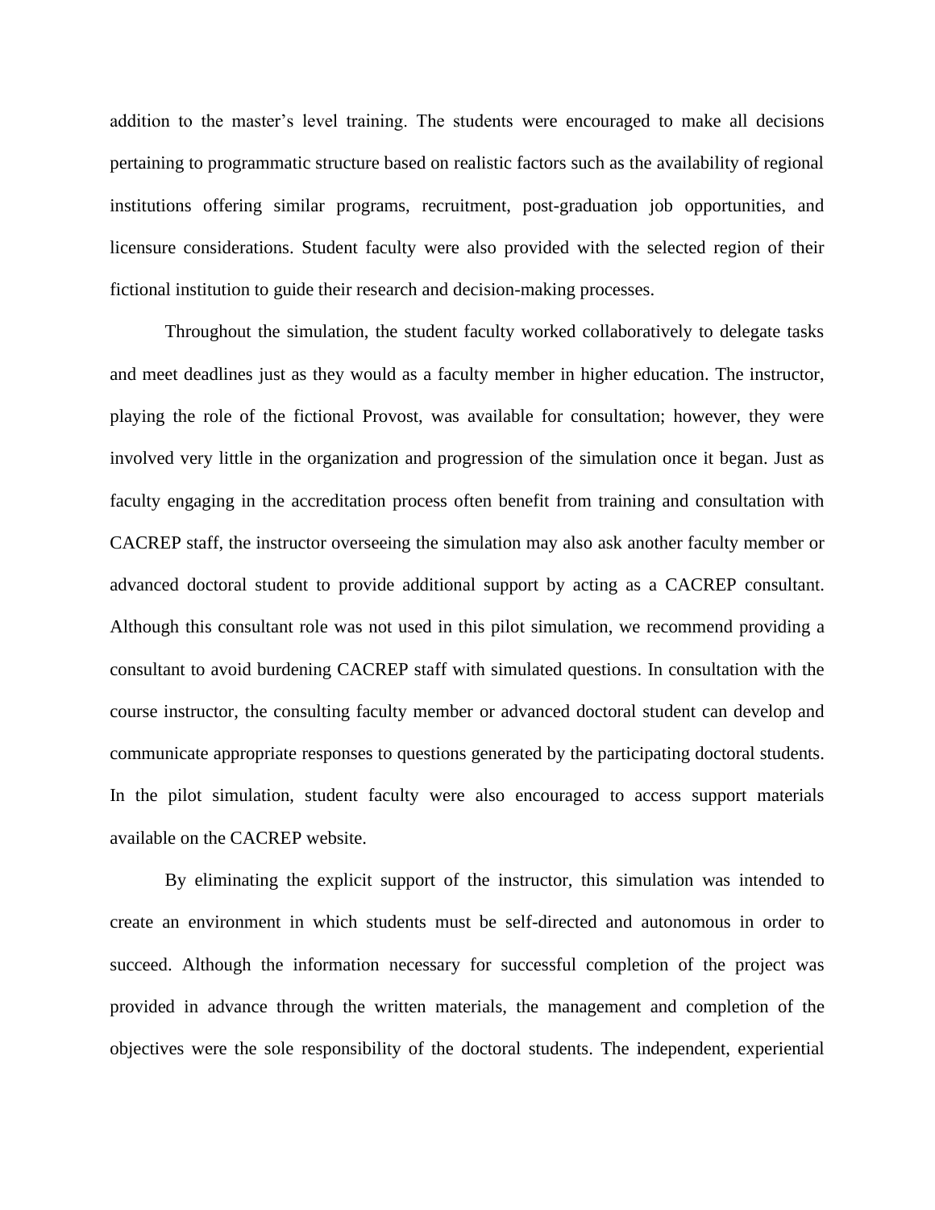addition to the master's level training. The students were encouraged to make all decisions pertaining to programmatic structure based on realistic factors such as the availability of regional institutions offering similar programs, recruitment, post-graduation job opportunities, and licensure considerations. Student faculty were also provided with the selected region of their fictional institution to guide their research and decision-making processes.

Throughout the simulation, the student faculty worked collaboratively to delegate tasks and meet deadlines just as they would as a faculty member in higher education. The instructor, playing the role of the fictional Provost, was available for consultation; however, they were involved very little in the organization and progression of the simulation once it began. Just as faculty engaging in the accreditation process often benefit from training and consultation with CACREP staff, the instructor overseeing the simulation may also ask another faculty member or advanced doctoral student to provide additional support by acting as a CACREP consultant. Although this consultant role was not used in this pilot simulation, we recommend providing a consultant to avoid burdening CACREP staff with simulated questions. In consultation with the course instructor, the consulting faculty member or advanced doctoral student can develop and communicate appropriate responses to questions generated by the participating doctoral students. In the pilot simulation, student faculty were also encouraged to access support materials available on the CACREP website.

By eliminating the explicit support of the instructor, this simulation was intended to create an environment in which students must be self-directed and autonomous in order to succeed. Although the information necessary for successful completion of the project was provided in advance through the written materials, the management and completion of the objectives were the sole responsibility of the doctoral students. The independent, experiential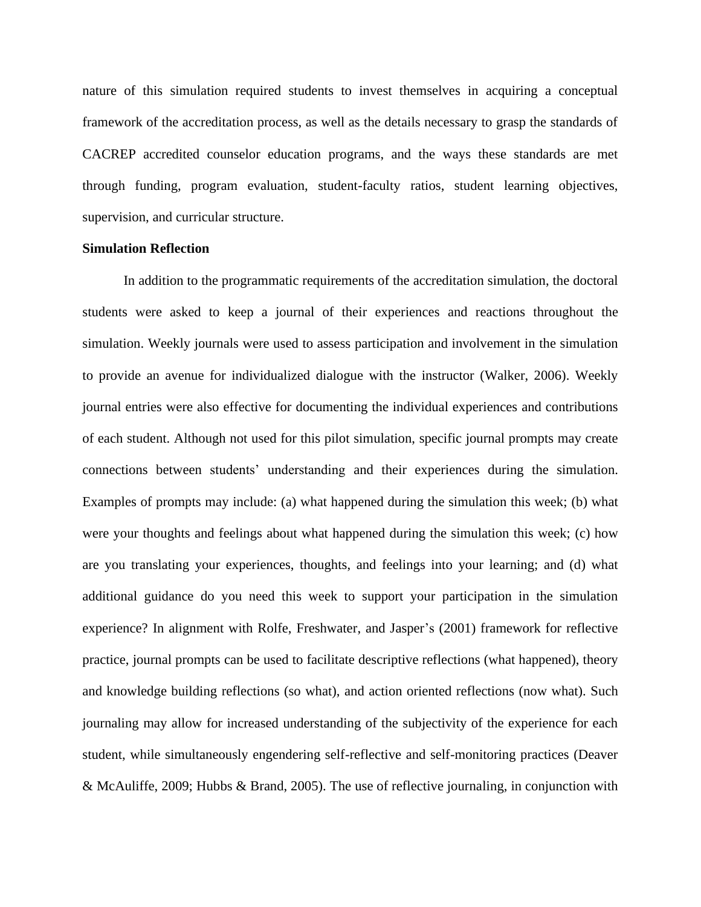nature of this simulation required students to invest themselves in acquiring a conceptual framework of the accreditation process, as well as the details necessary to grasp the standards of CACREP accredited counselor education programs, and the ways these standards are met through funding, program evaluation, student-faculty ratios, student learning objectives, supervision, and curricular structure.

**Simulation Reflection**

In addition to the programmatic requirements of the accreditation simulation, the doctoral students were asked to keep a journal of their experiences and reactions throughout the simulation. Weekly journals were used to assess participation and involvement in the simulation to provide an avenue for individualized dialogue with the instructor (Walker, 2006). Weekly journal entries were also effective for documenting the individual experiences and contributions of each student. Although not used for this pilot simulation, specific journal prompts may create connections between students' understanding and their experiences during the simulation. Examples of prompts may include: (a) what happened during the simulation this week; (b) what were your thoughts and feelings about what happened during the simulation this week; (c) how are you translating your experiences, thoughts, and feelings into your learning; and (d) what additional guidance do you need this week to support your participation in the simulation experience? In alignment with Rolfe, Freshwater, and Jasper's (2001) framework for reflective practice, journal prompts can be used to facilitate descriptive reflections (what happened), theory and knowledge building reflections (so what), and action oriented reflections (now what). Such journaling may allow for increased understanding of the subjectivity of the experience for each student, while simultaneously engendering self-reflective and self-monitoring practices (Deaver & McAuliffe, 2009; Hubbs & Brand, 2005). The use of reflective journaling, in conjunction with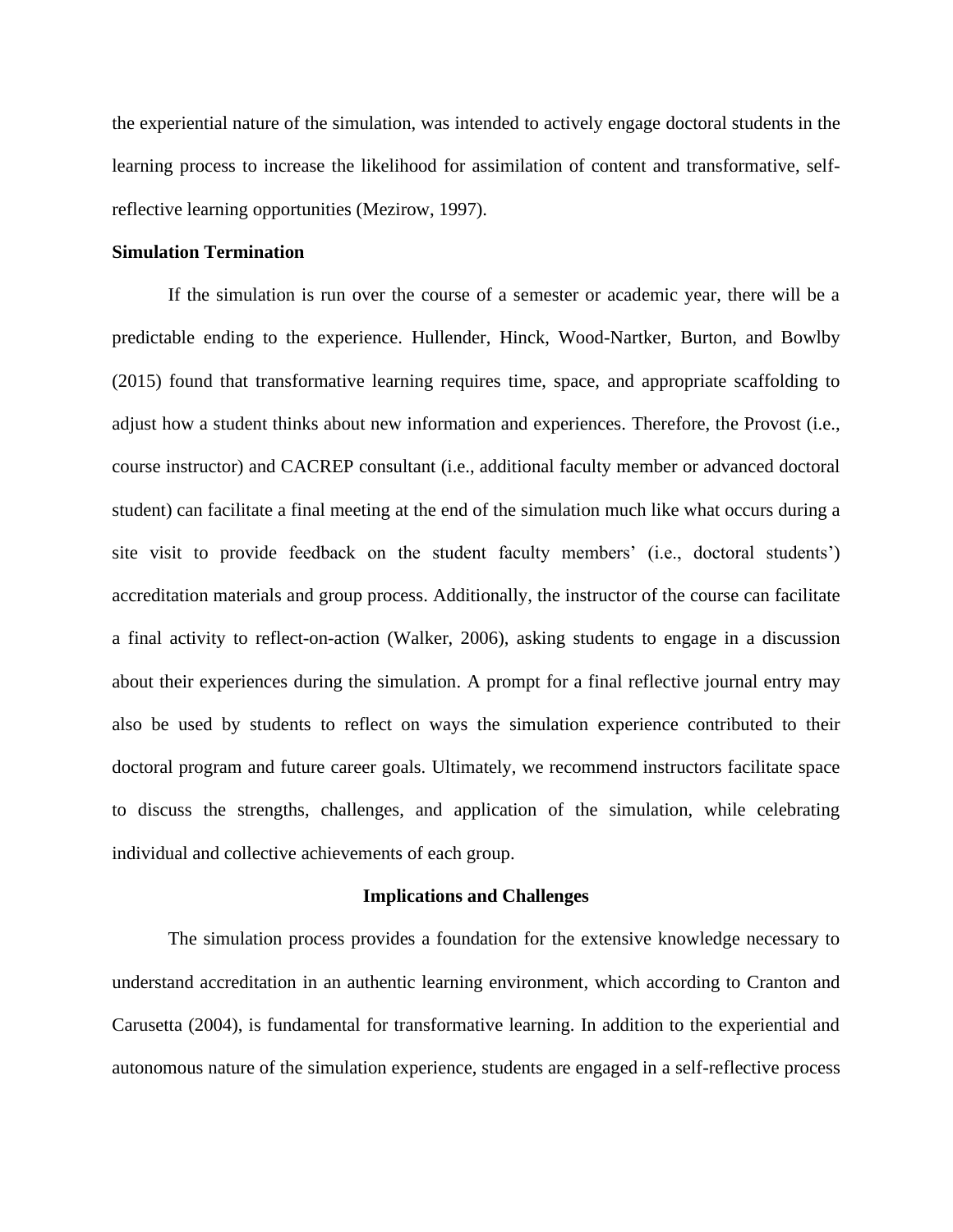the experiential nature of the simulation, was intended to actively engage doctoral students in the learning process to increase the likelihood for assimilation of content and transformative, self-reflective learning opportunities (Mezirow, 1997).

**Simulation Termination**

If the simulation is run over the course of a semester or academic year, there will be a predictable ending to the experience. Hullender, Hinck, Wood-Nartker, Burton, and Bowlby (2015) found that transformative learning requires time, space, and appropriate scaffolding to adjust how a student thinks about new information and experiences. Therefore, the Provost (i.e., course instructor) and CACREP consultant (i.e., additional faculty member or advanced doctoral student) can facilitate a final meeting at the end of the simulation much like what occurs during a site visit to provide feedback on the student faculty members' (i.e., doctoral students') accreditation materials and group process. Additionally, the instructor of the course can facilitate a final activity to reflect-on-action (Walker, 2006), asking students to engage in a discussion about their experiences during the simulation. A prompt for a final reflective journal entry may also be used by students to reflect on ways the simulation experience contributed to their doctoral program and future career goals. Ultimately, we recommend instructors facilitate space to discuss the strengths, challenges, and application of the simulation, while celebrating individual and collective achievements of each group.

## Implications and Challenges

The simulation process provides a foundation for the extensive knowledge necessary to understand accreditation in an authentic learning environment, which according to Cranton and Carusetta (2004), is fundamental for transformative learning. In addition to the experiential and autonomous nature of the simulation experience, students are engaged in a self-reflective process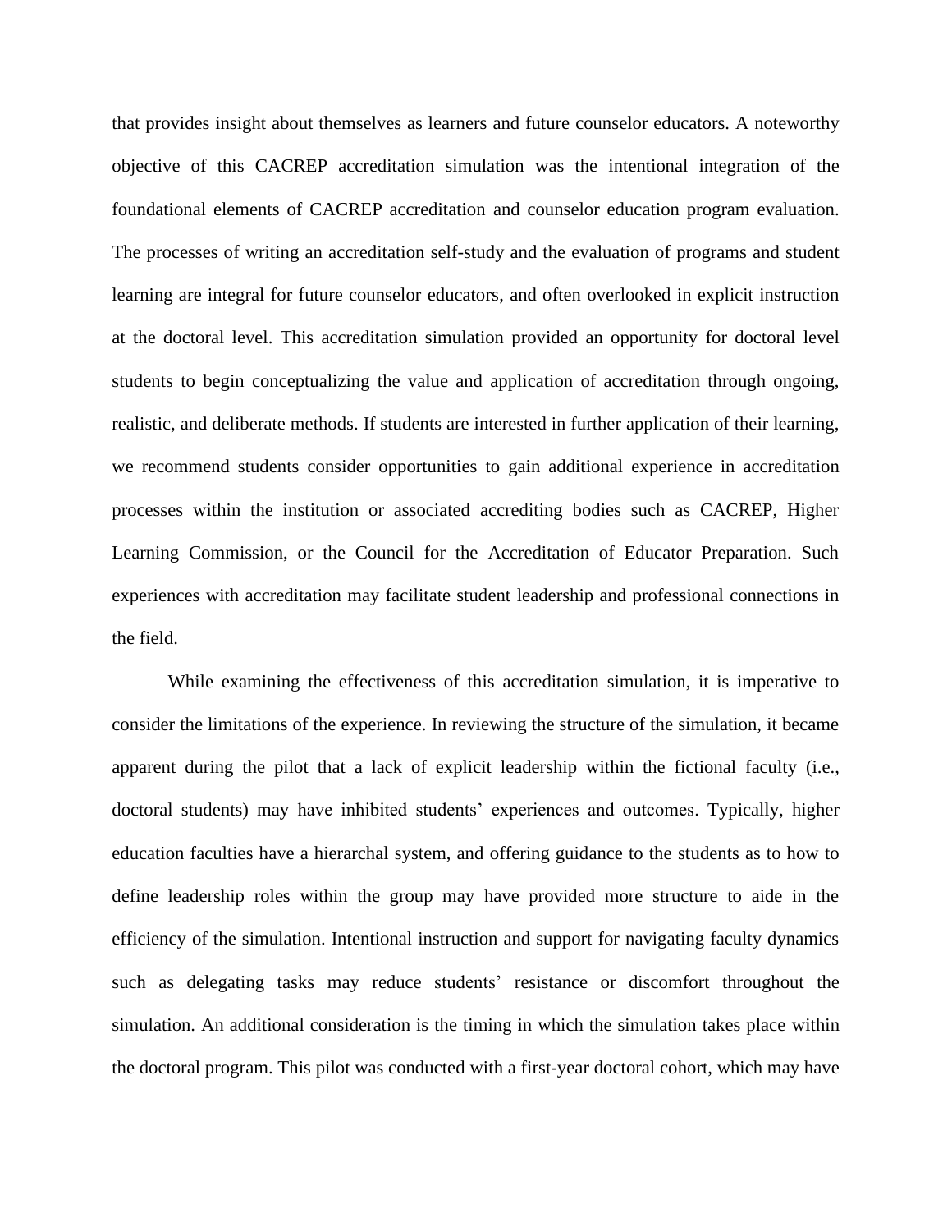that provides insight about themselves as learners and future counselor educators. A noteworthy objective of this CACREP accreditation simulation was the intentional integration of the foundational elements of CACREP accreditation and counselor education program evaluation. The processes of writing an accreditation self-study and the evaluation of programs and student learning are integral for future counselor educators, and often overlooked in explicit instruction at the doctoral level. This accreditation simulation provided an opportunity for doctoral level students to begin conceptualizing the value and application of accreditation through ongoing, realistic, and deliberate methods. If students are interested in further application of their learning, we recommend students consider opportunities to gain additional experience in accreditation processes within the institution or associated accrediting bodies such as CACREP, Higher Learning Commission, or the Council for the Accreditation of Educator Preparation. Such experiences with accreditation may facilitate student leadership and professional connections in the field.

While examining the effectiveness of this accreditation simulation, it is imperative to consider the limitations of the experience. In reviewing the structure of the simulation, it became apparent during the pilot that a lack of explicit leadership within the fictional faculty (i.e., doctoral students) may have inhibited students' experiences and outcomes. Typically, higher education faculties have a hierarchal system, and offering guidance to the students as to how to define leadership roles within the group may have provided more structure to aide in the efficiency of the simulation. Intentional instruction and support for navigating faculty dynamics such as delegating tasks may reduce students' resistance or discomfort throughout the simulation. An additional consideration is the timing in which the simulation takes place within the doctoral program. This pilot was conducted with a first-year doctoral cohort, which may have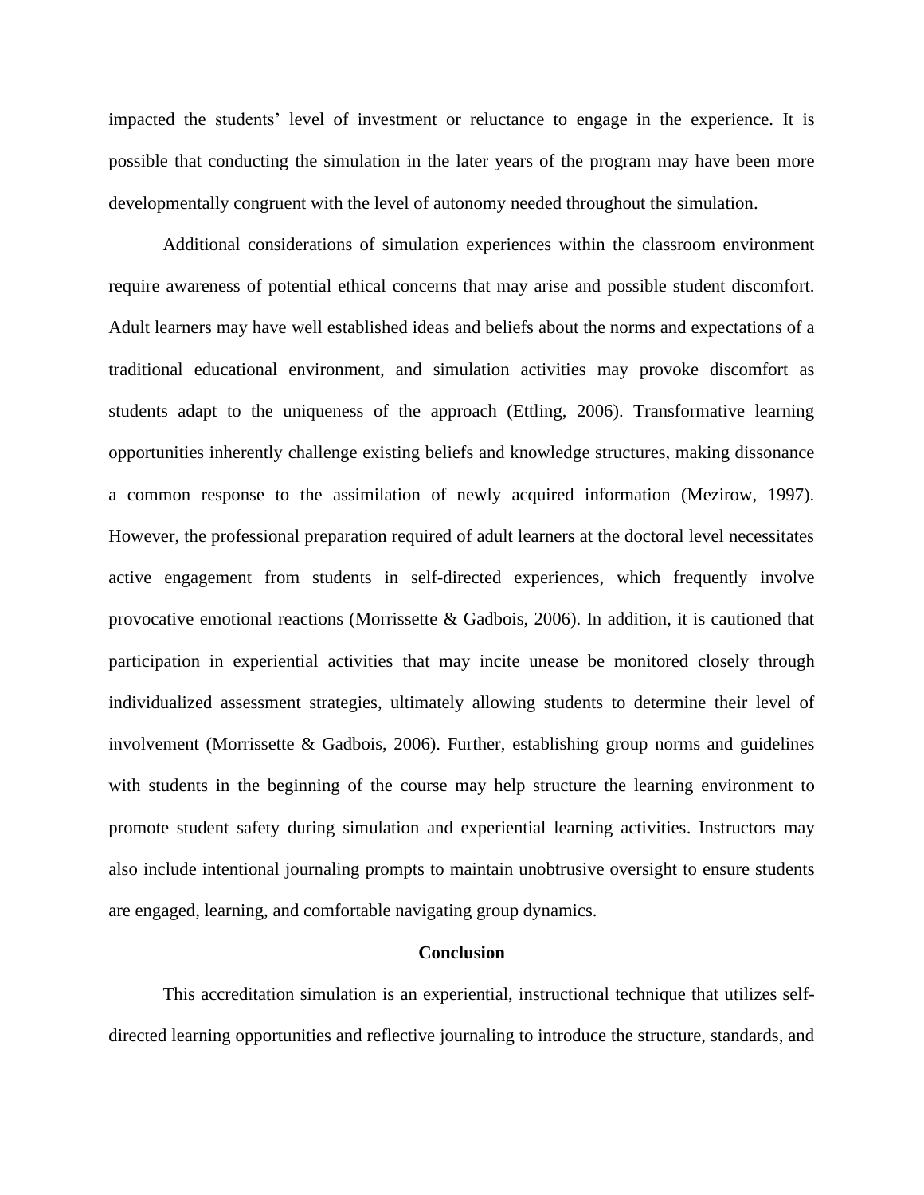impacted the students' level of investment or reluctance to engage in the experience. It is possible that conducting the simulation in the later years of the program may have been more developmentally congruent with the level of autonomy needed throughout the simulation.

Additional considerations of simulation experiences within the classroom environment require awareness of potential ethical concerns that may arise and possible student discomfort. Adult learners may have well established ideas and beliefs about the norms and expectations of a traditional educational environment, and simulation activities may provoke discomfort as students adapt to the uniqueness of the approach (Ettling, 2006). Transformative learning opportunities inherently challenge existing beliefs and knowledge structures, making dissonance a common response to the assimilation of newly acquired information (Mezirow, 1997). However, the professional preparation required of adult learners at the doctoral level necessitates active engagement from students in self-directed experiences, which frequently involve provocative emotional reactions (Morrissette & Gadbois, 2006). In addition, it is cautioned that participation in experiential activities that may incite unease be monitored closely through individualized assessment strategies, ultimately allowing students to determine their level of involvement (Morrissette & Gadbois, 2006). Further, establishing group norms and guidelines with students in the beginning of the course may help structure the learning environment to promote student safety during simulation and experiential learning activities. Instructors may also include intentional journaling prompts to maintain unobtrusive oversight to ensure students are engaged, learning, and comfortable navigating group dynamics.

## Conclusion

This accreditation simulation is an experiential, instructional technique that utilizes self-directed learning opportunities and reflective journaling to introduce the structure, standards, and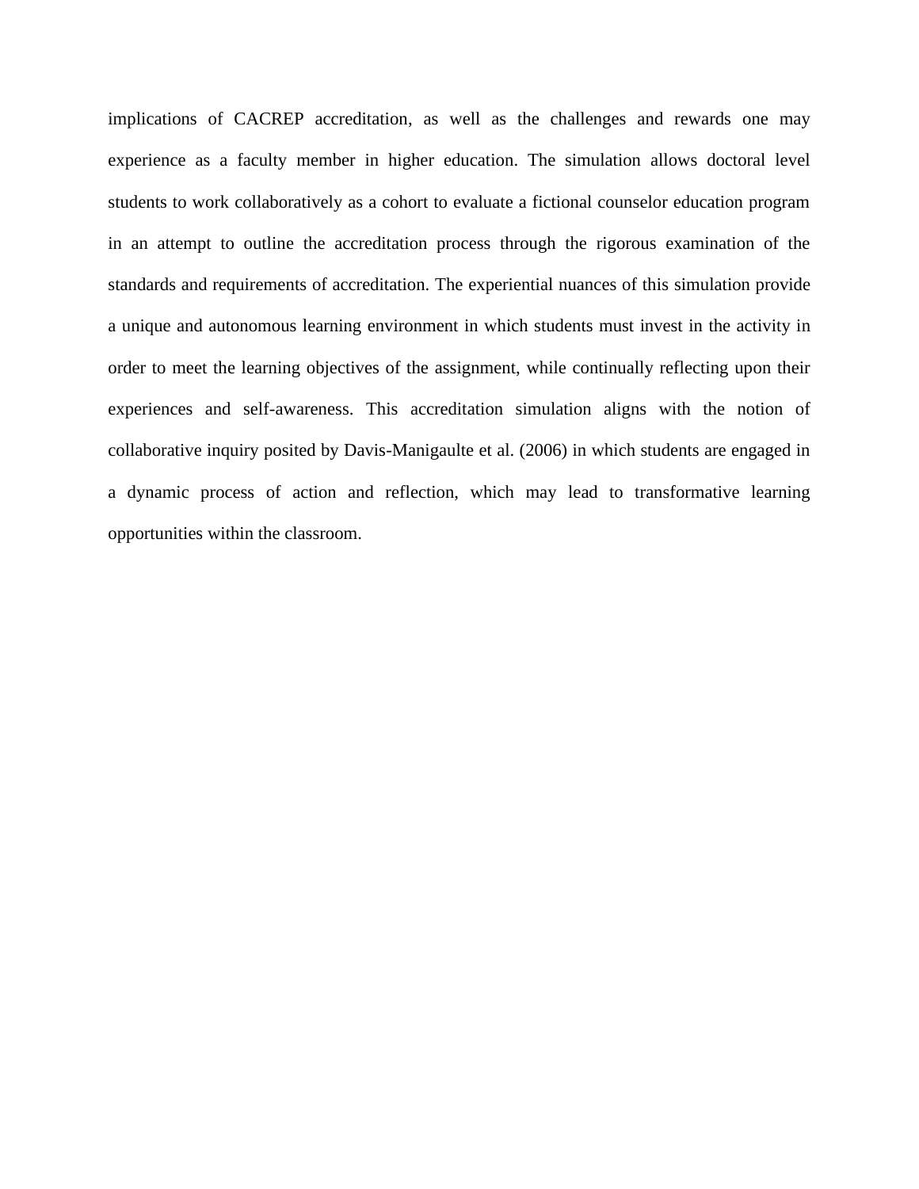implications of CACREP accreditation, as well as the challenges and rewards one may experience as a faculty member in higher education. The simulation allows doctoral level students to work collaboratively as a cohort to evaluate a fictional counselor education program in an attempt to outline the accreditation process through the rigorous examination of the standards and requirements of accreditation. The experiential nuances of this simulation provide a unique and autonomous learning environment in which students must invest in the activity in order to meet the learning objectives of the assignment, while continually reflecting upon their experiences and self-awareness. This accreditation simulation aligns with the notion of collaborative inquiry posited by Davis-Manigaulte et al. (2006) in which students are engaged in a dynamic process of action and reflection, which may lead to transformative learning opportunities within the classroom.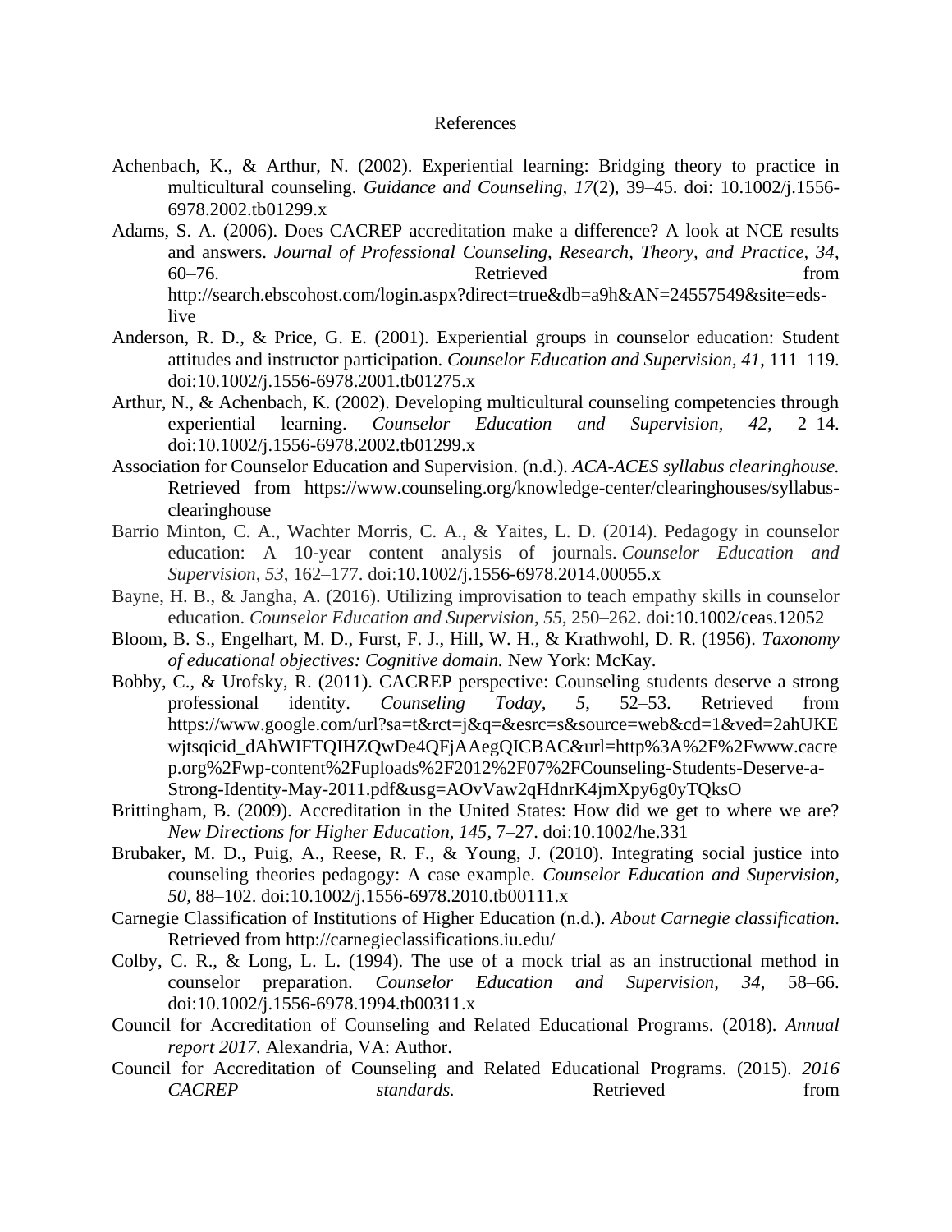References

Achenbach, K., & Arthur, N. (2002). Experiential learning: Bridging theory to practice in multicultural counseling. *Guidance and Counseling, 17*(2), 39–45. doi: 10.1002/j.1556-6978.2002.tb01299.x

Adams, S. A. (2006). Does CACREP accreditation make a difference? A look at NCE results and answers. *Journal of Professional Counseling, Research, Theory, and Practice, 34*, 60–76. Retrieved from http://search.ebscohost.com/login.aspx?direct=true&db=a9h&AN=24557549&site=eds-live

Anderson, R. D., & Price, G. E. (2001). Experiential groups in counselor education: Student attitudes and instructor participation. *Counselor Education and Supervision, 41*, 111–119. doi:10.1002/j.1556-6978.2001.tb01275.x

Arthur, N., & Achenbach, K. (2002). Developing multicultural counseling competencies through experiential learning. *Counselor Education and Supervision, 42*, 2–14. doi:10.1002/j.1556-6978.2002.tb01299.x

Association for Counselor Education and Supervision. (n.d.). *ACA-ACES syllabus clearinghouse.* Retrieved from https://www.counseling.org/knowledge-center/clearinghouses/syllabus-clearinghouse

Barrio Minton, C. A., Wachter Morris, C. A., & Yaites, L. D. (2014). Pedagogy in counselor education: A 10-year content analysis of journals. *Counselor Education and Supervision*, *53*, 162–177. doi:10.1002/j.1556-6978.2014.00055.x

Bayne, H. B., & Jangha, A. (2016). Utilizing improvisation to teach empathy skills in counselor education. *Counselor Education and Supervision*, *55*, 250–262. doi:10.1002/ceas.12052

Bloom, B. S., Engelhart, M. D., Furst, F. J., Hill, W. H., & Krathwohl, D. R. (1956). *Taxonomy of educational objectives: Cognitive domain.* New York: McKay.

Bobby, C., & Urofsky, R. (2011). CACREP perspective: Counseling students deserve a strong professional identity. *Counseling Today, 5*, 52–53. Retrieved from https://www.google.com/url?sa=t&rct=j&q=&esrc=s&source=web&cd=1&ved=2ahUKEwjtsqicid_dAhWIFTQIHZQwDe4QFjAAegQICBAC&url=http%3A%2F%2Fwww.cacrep.org%2Fwp-content%2Fuploads%2F2012%2F07%2FCounseling-Students-Deserve-a-Strong-Identity-May-2011.pdf&usg=AOvVaw2qHdnrK4jmXpy6g0yTQksO

Brittingham, B. (2009). Accreditation in the United States: How did we get to where we are? *New Directions for Higher Education*, *145*, 7–27. doi:10.1002/he.331

Brubaker, M. D., Puig, A., Reese, R. F., & Young, J. (2010). Integrating social justice into counseling theories pedagogy: A case example. *Counselor Education and Supervision, 50,* 88–102. doi:10.1002/j.1556-6978.2010.tb00111.x

Carnegie Classification of Institutions of Higher Education (n.d.). *About Carnegie classification*. Retrieved from http://carnegieclassifications.iu.edu/

Colby, C. R., & Long, L. L. (1994). The use of a mock trial as an instructional method in counselor preparation. *Counselor Education and Supervision, 34*, 58–66. doi:10.1002/j.1556-6978.1994.tb00311.x

Council for Accreditation of Counseling and Related Educational Programs. (2018). *Annual report 2017.* Alexandria, VA: Author.

Council for Accreditation of Counseling and Related Educational Programs. (2015). *2016 CACREP standards.* Retrieved from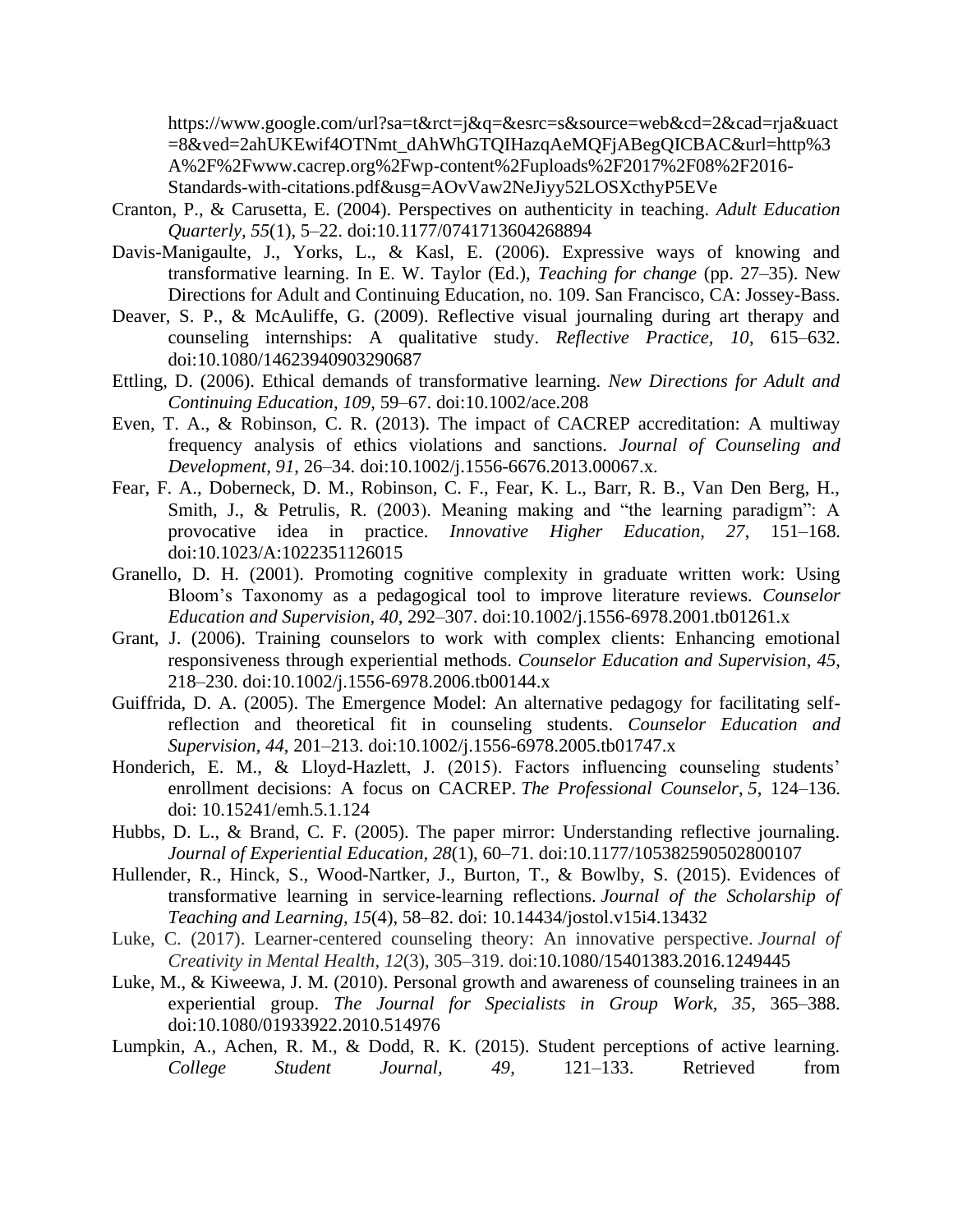https://www.google.com/url?sa=t&rct=j&q=&esrc=s&source=web&cd=2&cad=rja&uact=8&ved=2ahUKEwif4OTNmt_dAhWhGTQIHazqAeMQFjABegQICBAC&url=http%3A%2F%2Fwww.cacrep.org%2Fwp-content%2Fuploads%2F2017%2F08%2F2016-Standards-with-citations.pdf&usg=AOvVaw2NeJiyy52LOSXcthyP5EVe

Cranton, P., & Carusetta, E. (2004). Perspectives on authenticity in teaching. *Adult Education Quarterly*, *55*(1), 5–22. doi:10.1177/0741713604268894

Davis-Manigaulte, J., Yorks, L., & Kasl, E. (2006). Expressive ways of knowing and transformative learning. In E. W. Taylor (Ed.), *Teaching for change* (pp. 27–35). New Directions for Adult and Continuing Education, no. 109. San Francisco, CA: Jossey-Bass.

Deaver, S. P., & McAuliffe, G. (2009). Reflective visual journaling during art therapy and counseling internships: A qualitative study. *Reflective Practice*, *10*, 615–632. doi:10.1080/14623940903290687

Ettling, D. (2006). Ethical demands of transformative learning. *New Directions for Adult and Continuing Education, 109*, 59–67. doi:10.1002/ace.208

Even, T. A., & Robinson, C. R. (2013). The impact of CACREP accreditation: A multiway frequency analysis of ethics violations and sanctions. *Journal of Counseling and Development, 91*, 26–34. doi:10.1002/j.1556-6676.2013.00067.x.

Fear, F. A., Doberneck, D. M., Robinson, C. F., Fear, K. L., Barr, R. B., Van Den Berg, H., Smith, J., & Petrulis, R. (2003). Meaning making and "the learning paradigm": A provocative idea in practice. *Innovative Higher Education, 27*, 151–168. doi:10.1023/A:1022351126015

Granello, D. H. (2001). Promoting cognitive complexity in graduate written work: Using Bloom's Taxonomy as a pedagogical tool to improve literature reviews. *Counselor Education and Supervision, 40*, 292–307. doi:10.1002/j.1556-6978.2001.tb01261.x

Grant, J. (2006). Training counselors to work with complex clients: Enhancing emotional responsiveness through experiential methods. *Counselor Education and Supervision*, *45*, 218–230. doi:10.1002/j.1556-6978.2006.tb00144.x

Guiffrida, D. A. (2005). The Emergence Model: An alternative pedagogy for facilitating self-reflection and theoretical fit in counseling students. *Counselor Education and Supervision*, *44*, 201–213. doi:10.1002/j.1556-6978.2005.tb01747.x

Honderich, E. M., & Lloyd-Hazlett, J. (2015). Factors influencing counseling students' enrollment decisions: A focus on CACREP. *The Professional Counselor*, *5*, 124–136. doi: 10.15241/emh.5.1.124

Hubbs, D. L., & Brand, C. F. (2005). The paper mirror: Understanding reflective journaling. *Journal of Experiential Education, 28*(1), 60–71. doi:10.1177/105382590502800107

Hullender, R., Hinck, S., Wood-Nartker, J., Burton, T., & Bowlby, S. (2015). Evidences of transformative learning in service-learning reflections. *Journal of the Scholarship of Teaching and Learning, 15*(4), 58–82. doi: 10.14434/jostol.v15i4.13432

Luke, C. (2017). Learner-centered counseling theory: An innovative perspective. *Journal of Creativity in Mental Health*, *12*(3), 305–319. doi:10.1080/15401383.2016.1249445

Luke, M., & Kiweewa, J. M. (2010). Personal growth and awareness of counseling trainees in an experiential group. *The Journal for Specialists in Group Work*, *35*, 365–388. doi:10.1080/01933922.2010.514976

Lumpkin, A., Achen, R. M., & Dodd, R. K. (2015). Student perceptions of active learning. *College Student Journal*, *49*, 121–133. Retrieved from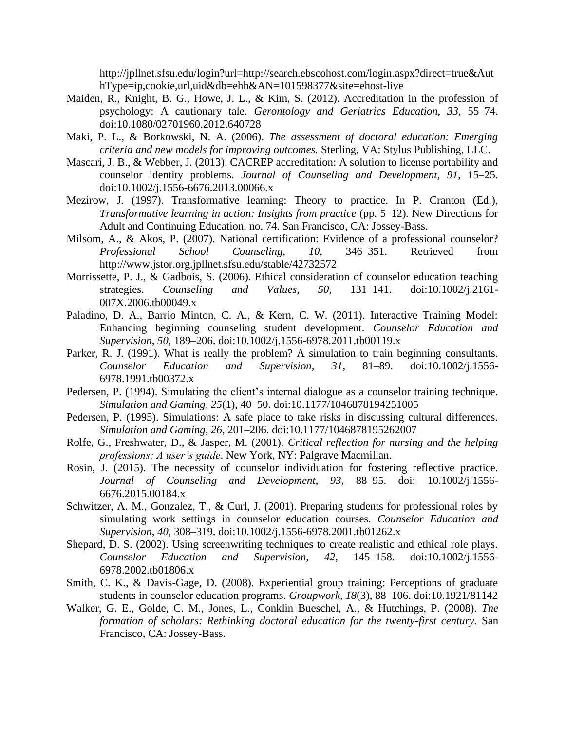http://jpllnet.sfsu.edu/login?url=http://search.ebscohost.com/login.aspx?direct=true&AuthType=ip,cookie,url,uid&db=ehh&AN=101598377&site=ehost-live

Maiden, R., Knight, B. G., Howe, J. L., & Kim, S. (2012). Accreditation in the profession of psychology: A cautionary tale. *Gerontology and Geriatrics Education*, *33*, 55–74. doi:10.1080/02701960.2012.640728

Maki, P. L., & Borkowski, N. A. (2006). *The assessment of doctoral education: Emerging criteria and new models for improving outcomes.* Sterling, VA: Stylus Publishing, LLC.

Mascari, J. B., & Webber, J. (2013). CACREP accreditation: A solution to license portability and counselor identity problems. *Journal of Counseling and Development*, *91*, 15–25. doi:10.1002/j.1556-6676.2013.00066.x

Mezirow, J. (1997). Transformative learning: Theory to practice. In P. Cranton (Ed.), *Transformative learning in action: Insights from practice* (pp. 5–12). New Directions for Adult and Continuing Education, no. 74. San Francisco, CA: Jossey-Bass.

Milsom, A., & Akos, P. (2007). National certification: Evidence of a professional counselor? *Professional School Counseling, 10*, 346–351. Retrieved from http://www.jstor.org.jpllnet.sfsu.edu/stable/42732572

Morrissette, P. J., & Gadbois, S. (2006). Ethical consideration of counselor education teaching strategies. *Counseling and Values*, *50*, 131–141. doi:10.1002/j.2161-007X.2006.tb00049.x

Paladino, D. A., Barrio Minton, C. A., & Kern, C. W. (2011). Interactive Training Model: Enhancing beginning counseling student development. *Counselor Education and Supervision*, *50*, 189–206. doi:10.1002/j.1556-6978.2011.tb00119.x

Parker, R. J. (1991). What is really the problem? A simulation to train beginning consultants. *Counselor Education and Supervision*, *31*, 81–89. doi:10.1002/j.1556-6978.1991.tb00372.x

Pedersen, P. (1994). Simulating the client's internal dialogue as a counselor training technique. *Simulation and Gaming*, *25*(1), 40–50. doi:10.1177/1046878194251005

Pedersen, P. (1995). Simulations: A safe place to take risks in discussing cultural differences. *Simulation and Gaming*, *26*, 201–206. doi:10.1177/1046878195262007

Rolfe, G., Freshwater, D., & Jasper, M. (2001). *Critical reflection for nursing and the helping professions: A user's guide*. New York, NY: Palgrave Macmillan.

Rosin, J. (2015). The necessity of counselor individuation for fostering reflective practice. *Journal of Counseling and Development*, *93*, 88–95. doi: 10.1002/j.1556-6676.2015.00184.x

Schwitzer, A. M., Gonzalez, T., & Curl, J. (2001). Preparing students for professional roles by simulating work settings in counselor education courses. *Counselor Education and Supervision*, *40*, 308–319. doi:10.1002/j.1556-6978.2001.tb01262.x

Shepard, D. S. (2002). Using screenwriting techniques to create realistic and ethical role plays. *Counselor Education and Supervision, 42*, 145–158. doi:10.1002/j.1556-6978.2002.tb01806.x

Smith, C. K., & Davis-Gage, D. (2008). Experiential group training: Perceptions of graduate students in counselor education programs. *Groupwork*, *18*(3), 88–106. doi:10.1921/81142

Walker, G. E., Golde, C. M., Jones, L., Conklin Bueschel, A., & Hutchings, P. (2008). *The formation of scholars: Rethinking doctoral education for the twenty-first century*. San Francisco, CA: Jossey-Bass.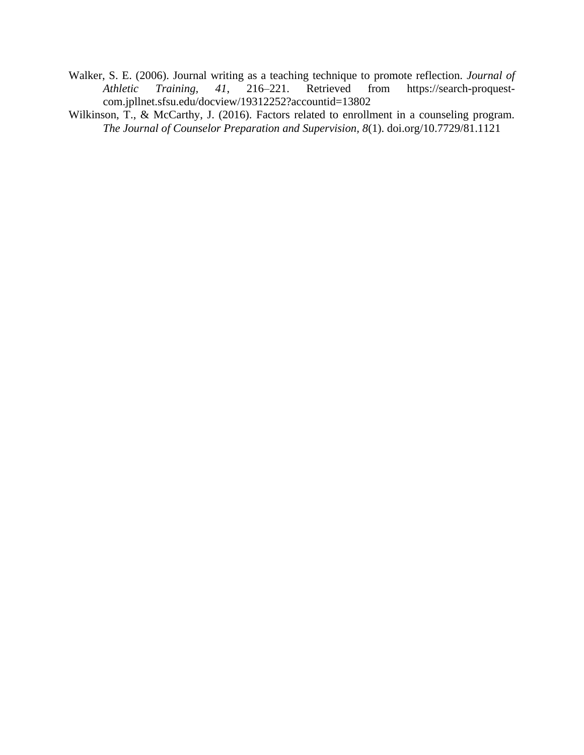Walker, S. E. (2006). Journal writing as a teaching technique to promote reflection. *Journal of Athletic Training, 41*, 216–221. Retrieved from https://search-proquest-com.jpllnet.sfsu.edu/docview/19312252?accountid=13802

Wilkinson, T., & McCarthy, J. (2016). Factors related to enrollment in a counseling program. *The Journal of Counselor Preparation and Supervision, 8*(1). doi.org/10.7729/81.1121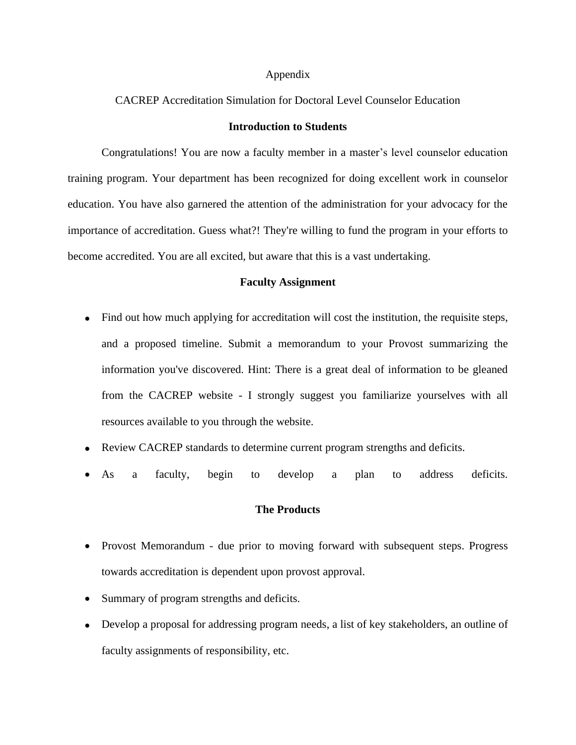Appendix

CACREP Accreditation Simulation for Doctoral Level Counselor Education

### Introduction to Students

Congratulations! You are now a faculty member in a master's level counselor education training program. Your department has been recognized for doing excellent work in counselor education. You have also garnered the attention of the administration for your advocacy for the importance of accreditation. Guess what?! They're willing to fund the program in your efforts to become accredited. You are all excited, but aware that this is a vast undertaking.

### Faculty Assignment

- Find out how much applying for accreditation will cost the institution, the requisite steps, and a proposed timeline. Submit a memorandum to your Provost summarizing the information you've discovered. Hint: There is a great deal of information to be gleaned from the CACREP website - I strongly suggest you familiarize yourselves with all resources available to you through the website.
- Review CACREP standards to determine current program strengths and deficits.
- As a faculty, begin to develop a plan to address deficits.

### The Products

- Provost Memorandum - due prior to moving forward with subsequent steps. Progress towards accreditation is dependent upon provost approval.
- Summary of program strengths and deficits.
- Develop a proposal for addressing program needs, a list of key stakeholders, an outline of faculty assignments of responsibility, etc.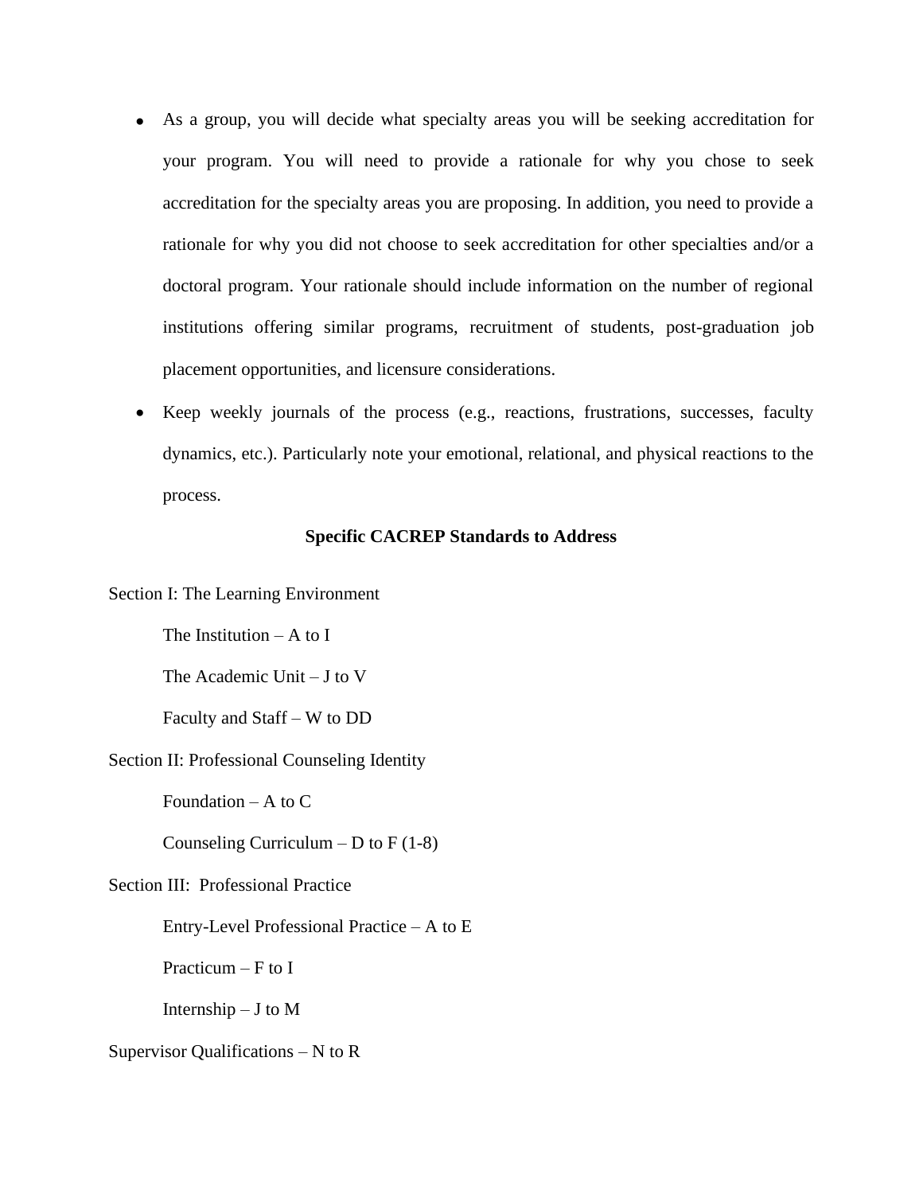- As a group, you will decide what specialty areas you will be seeking accreditation for your program. You will need to provide a rationale for why you chose to seek accreditation for the specialty areas you are proposing. In addition, you need to provide a rationale for why you did not choose to seek accreditation for other specialties and/or a doctoral program. Your rationale should include information on the number of regional institutions offering similar programs, recruitment of students, post-graduation job placement opportunities, and licensure considerations.
- Keep weekly journals of the process (e.g., reactions, frustrations, successes, faculty dynamics, etc.). Particularly note your emotional, relational, and physical reactions to the process.

**Specific CACREP Standards to Address**

Section I: The Learning Environment

The Institution – A to I

The Academic Unit – J to V

Faculty and Staff – W to DD

Section II: Professional Counseling Identity

Foundation – A to C

Counseling Curriculum – D to F (1-8)

Section III: Professional Practice

Entry-Level Professional Practice – A to E

Practicum – F to I

Internship – J to M

Supervisor Qualifications – N to R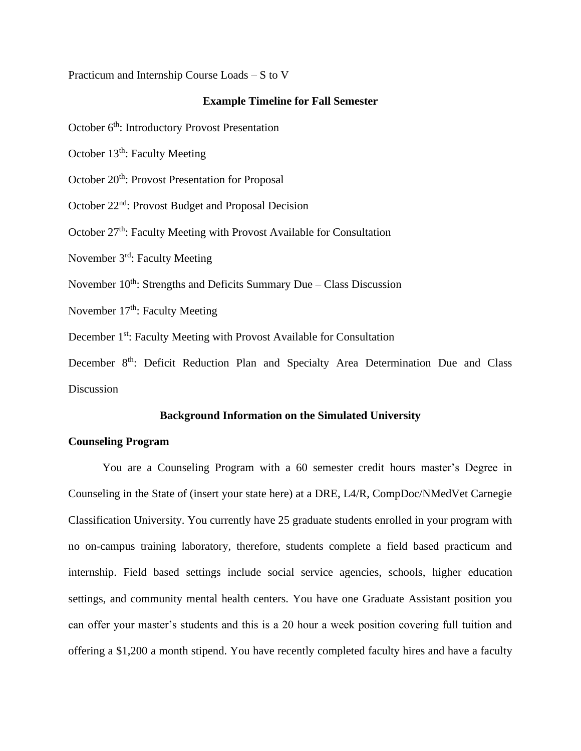Practicum and Internship Course Loads – S to V

## Example Timeline for Fall Semester

October 6th: Introductory Provost Presentation

October 13th: Faculty Meeting

October 20th: Provost Presentation for Proposal

October 22nd: Provost Budget and Proposal Decision

October 27th: Faculty Meeting with Provost Available for Consultation

November 3rd: Faculty Meeting

November 10th: Strengths and Deficits Summary Due – Class Discussion

November 17th: Faculty Meeting

December 1st: Faculty Meeting with Provost Available for Consultation

December 8th: Deficit Reduction Plan and Specialty Area Determination Due and Class Discussion

## Background Information on the Simulated University

### Counseling Program

You are a Counseling Program with a 60 semester credit hours master's Degree in Counseling in the State of (insert your state here) at a DRE, L4/R, CompDoc/NMedVet Carnegie Classification University. You currently have 25 graduate students enrolled in your program with no on-campus training laboratory, therefore, students complete a field based practicum and internship. Field based settings include social service agencies, schools, higher education settings, and community mental health centers. You have one Graduate Assistant position you can offer your master's students and this is a 20 hour a week position covering full tuition and offering a $1,200 a month stipend. You have recently completed faculty hires and have a faculty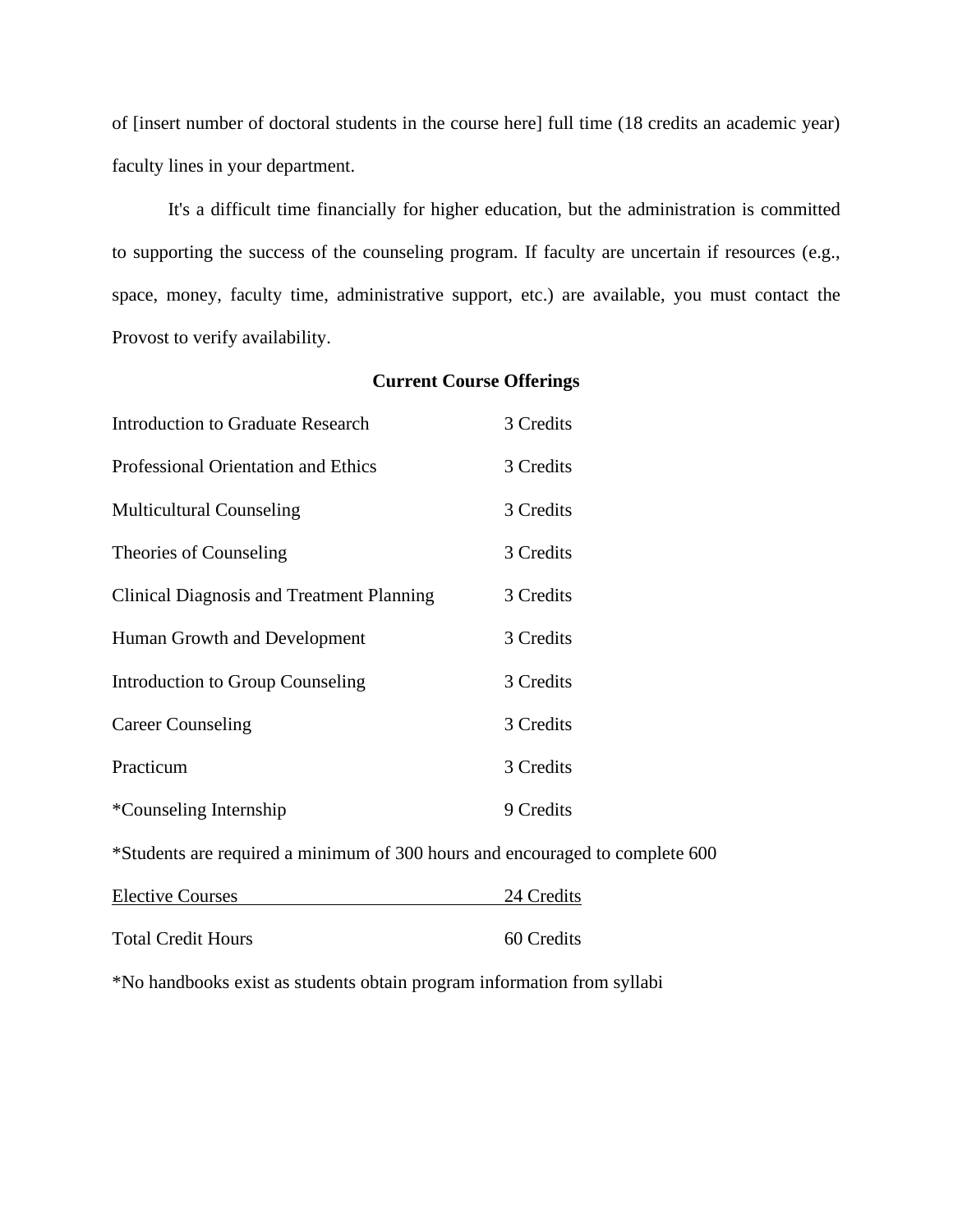of [insert number of doctoral students in the course here] full time (18 credits an academic year) faculty lines in your department.

It's a difficult time financially for higher education, but the administration is committed to supporting the success of the counseling program. If faculty are uncertain if resources (e.g., space, money, faculty time, administrative support, etc.) are available, you must contact the Provost to verify availability.

**Current Course Offerings**

| | |
|---|---|
| Introduction to Graduate Research | 3 Credits |
| Professional Orientation and Ethics | 3 Credits |
| Multicultural Counseling | 3 Credits |
| Theories of Counseling | 3 Credits |
| Clinical Diagnosis and Treatment Planning | 3 Credits |
| Human Growth and Development | 3 Credits |
| Introduction to Group Counseling | 3 Credits |
| Career Counseling | 3 Credits |
| Practicum | 3 Credits |
| *Counseling Internship | 9 Credits |

*Students are required a minimum of 300 hours and encouraged to complete 600

| | |
|---|---|
| Elective Courses | 24 Credits |
| Total Credit Hours | 60 Credits |

*No handbooks exist as students obtain program information from syllabi